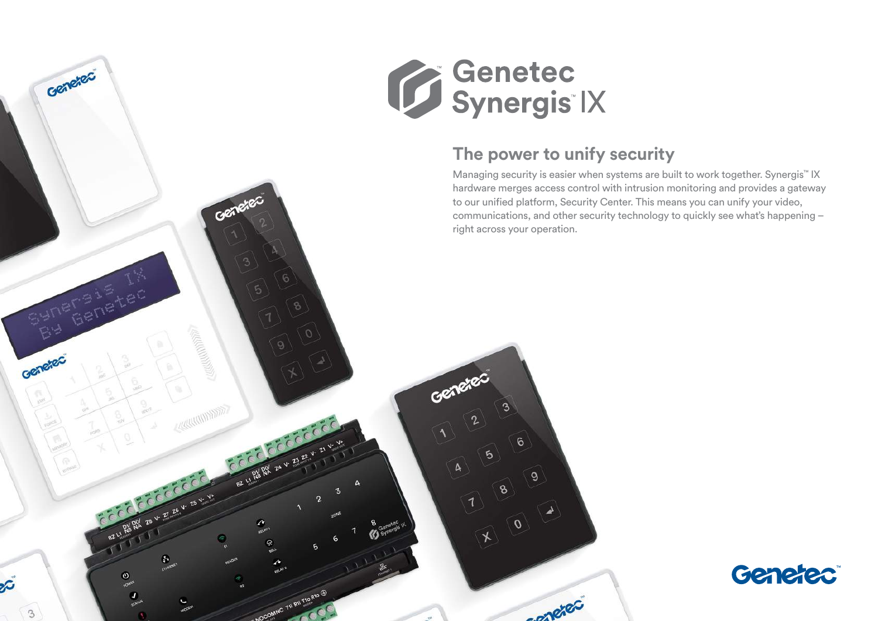# Genetec Synergis™ IX

## The power to unify security

Managing security is easier when systems are built to work together. Synergis™ IX hardware merges access control with intrusion monitoring and provides a gateway to our unified platform, Security Center. This means you can unify your video, communications, and other security technology to quickly see what's happening – right across your operation.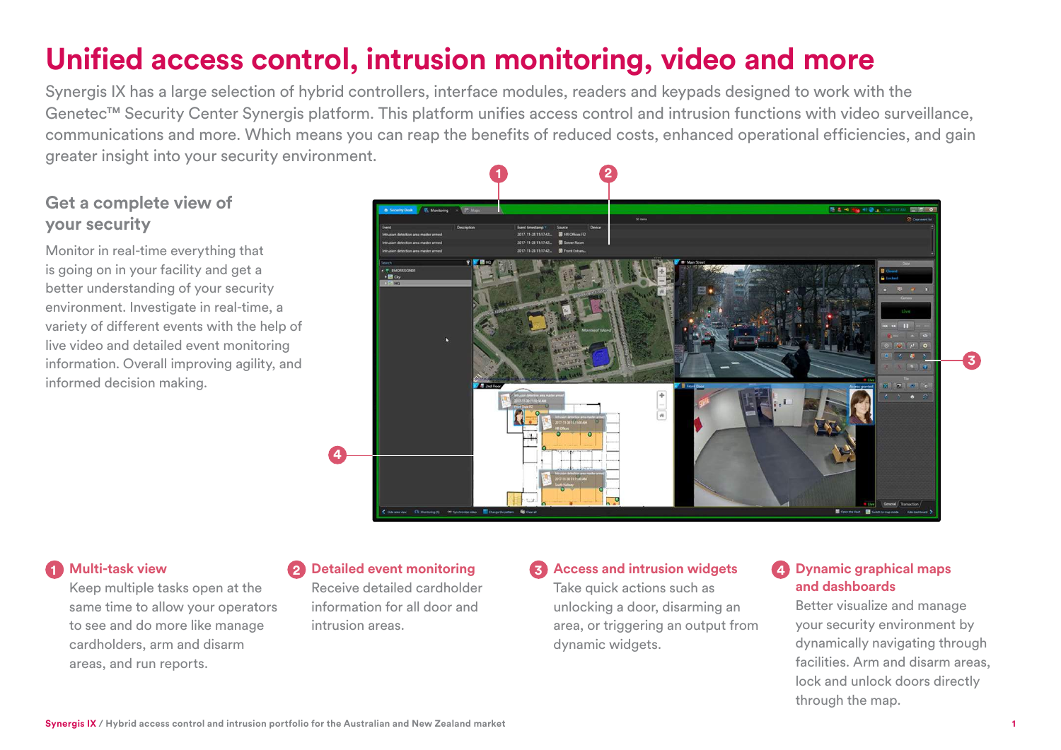# Unified access control, intrusion monitoring, video and more

Synergis IX has a large selection of hybrid controllers, interface modules, readers and keypads designed to work with the Genetec™ Security Center Synergis platform. This platform unifies access control and intrusion functions with video surveillance, communications and more. Which means you can reap the benefits of reduced costs, enhanced operational efficiencies, and gain greater insight into your security environment.

## Get a complete view of your security

Monitor in real-time everything that is going on in your facility and get a better understanding of your security environment. Investigate in real-time, a variety of different events with the help of live video and detailed event monitoring information. Overall improving agility, and informed decision making.

### 1 Multi-task view

Keep multiple tasks open at the same time to allow your operators to see and do more like manage cardholders, arm and disarm areas, and run reports.

### 2 Detailed event monitoring

Receive detailed cardholder information for all door and intrusion areas.

### 3 Access and intrusion widgets

Take quick actions such as unlocking a door, disarming an area, or triggering an output from dynamic widgets.

### 4 Dynamic graphical maps and dashboards

Better visualize and manage your security environment by dynamically navigating through facilities. Arm and disarm areas, lock and unlock doors directly through the map.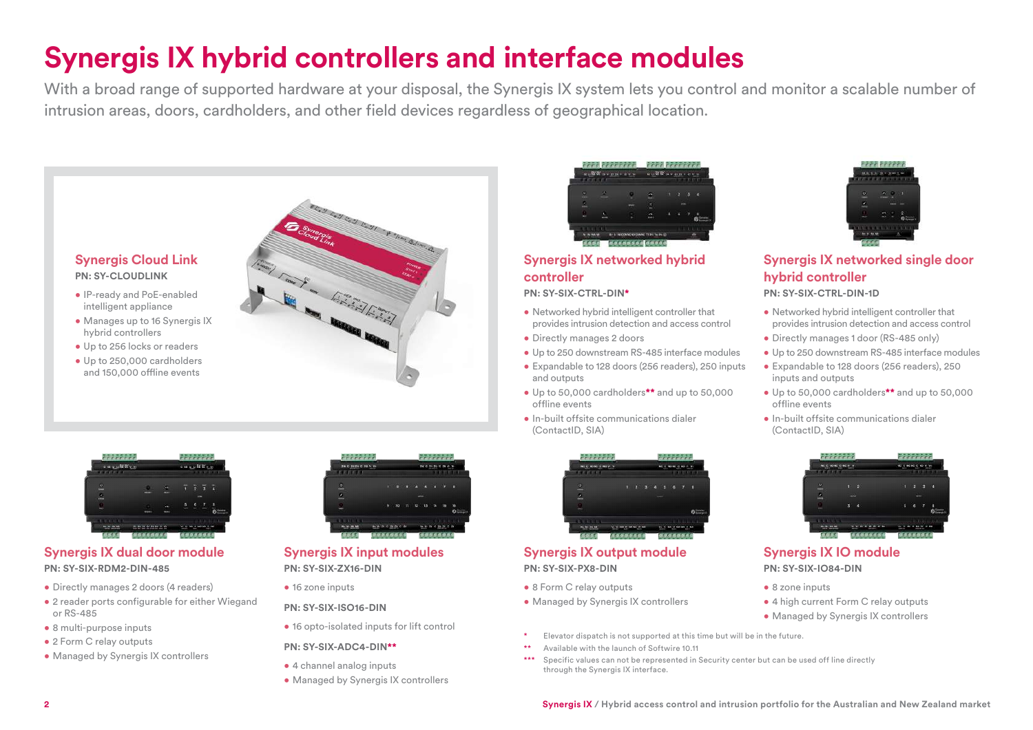# Synergis IX hybrid controllers and interface modules

With a broad range of supported hardware at your disposal, the Synergis IX system lets you control and monitor a scalable number of intrusion areas, doors, cardholders, and other field devices regardless of geographical location.

## Synergis Cloud Link

**PN: SY-CLOUDLINK**

- IP-ready and PoE-enabled intelligent appliance
- Manages up to 16 Synergis IX hybrid controllers
- Up to 256 locks or readers
- Up to 250,000 cardholders and 150,000 offline events

## Synergis IX networked hybrid controller

**PN: SY-SIX-CTRL-DIN***

- Networked hybrid intelligent controller that provides intrusion detection and access control
- Directly manages 2 doors
- Up to 250 downstream RS-485 interface modules
- Expandable to 128 doors (256 readers), 250 inputs and outputs
- Up to 50,000 cardholders** and up to 50,000 offline events
- In-built offsite communications dialer (ContactID, SIA)

## Synergis IX networked single door hybrid controller

**PN: SY-SIX-CTRL-DIN-1D**

- Networked hybrid intelligent controller that provides intrusion detection and access control
- Directly manages 1 door (RS-485 only)
- Up to 250 downstream RS-485 interface modules
- Expandable to 128 doors (256 readers), 250 inputs and outputs
- Up to 50,000 cardholders** and up to 50,000 offline events
- In-built offsite communications dialer (ContactID, SIA)

## Synergis IX dual door module

**PN: SY-SIX-RDM2-DIN-485**

- Directly manages 2 doors (4 readers)
- 2 reader ports configurable for either Wiegand or RS-485
- 8 multi-purpose inputs
- 2 Form C relay outputs
- Managed by Synergis IX controllers

## Synergis IX input modules

**PN: SY-SIX-ZX16-DIN**

- 16 zone inputs

**PN: SY-SIX-ISO16-DIN**

- 16 opto-isolated inputs for lift control

**PN: SY-SIX-ADC4-DIN****

- 4 channel analog inputs
- Managed by Synergis IX controllers

## Synergis IX output module

**PN: SY-SIX-PX8-DIN**

- 8 Form C relay outputs
- Managed by Synergis IX controllers

## Synergis IX IO module

**PN: SY-SIX-IO84-DIN**

- 8 zone inputs
- 4 high current Form C relay outputs
- Managed by Synergis IX controllers

\* Elevator dispatch is not supported at this time but will be in the future.

** Available with the launch of Softwire 10.11

*** Specific values can not be represented in Security center but can be used off line directly through the Synergis IX interface.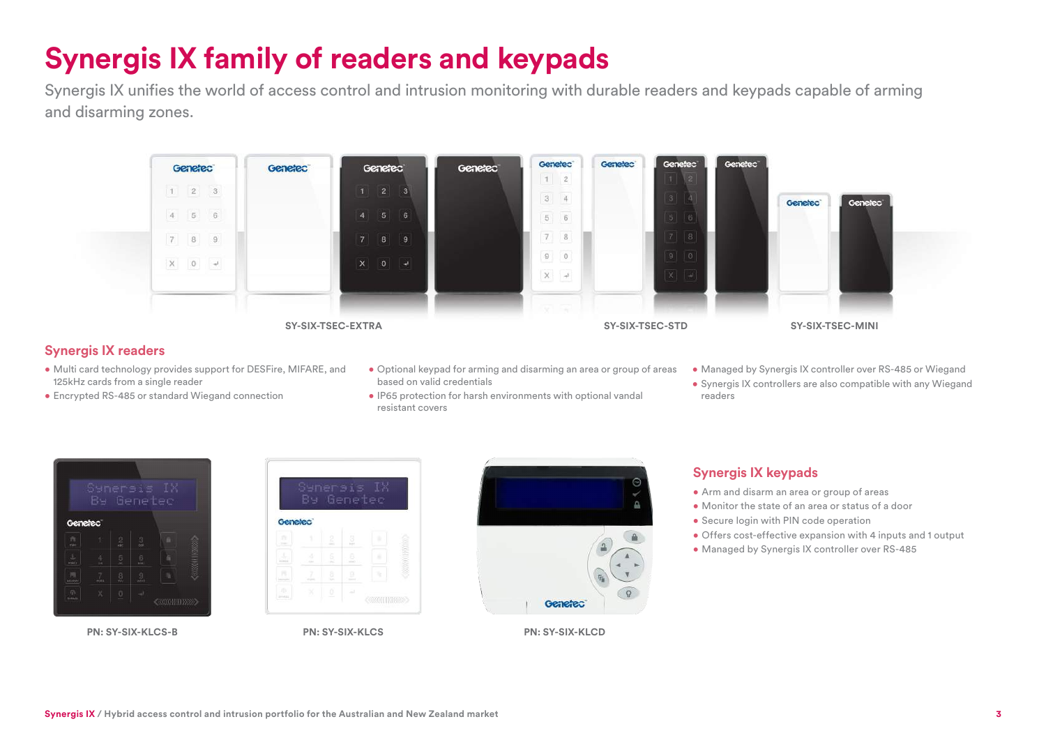# Synergis IX family of readers and keypads

Synergis IX unifies the world of access control and intrusion monitoring with durable readers and keypads capable of arming and disarming zones.

SY-SIX-TSEC-EXTRA

SY-SIX-TSEC-STD

SY-SIX-TSEC-MINI

## Synergis IX readers

- Multi card technology provides support for DESFire, MIFARE, and 125kHz cards from a single reader
- Encrypted RS-485 or standard Wiegand connection
- Optional keypad for arming and disarming an area or group of areas based on valid credentials
- IP65 protection for harsh environments with optional vandal resistant covers
- Managed by Synergis IX controller over RS-485 or Wiegand
- Synergis IX controllers are also compatible with any Wiegand readers

PN: SY-SIX-KLCS-B

PN: SY-SIX-KLCS

PN: SY-SIX-KLCD

## Synergis IX keypads

- Arm and disarm an area or group of areas
- Monitor the state of an area or status of a door
- Secure login with PIN code operation
- Offers cost-effective expansion with 4 inputs and 1 output
- Managed by Synergis IX controller over RS-485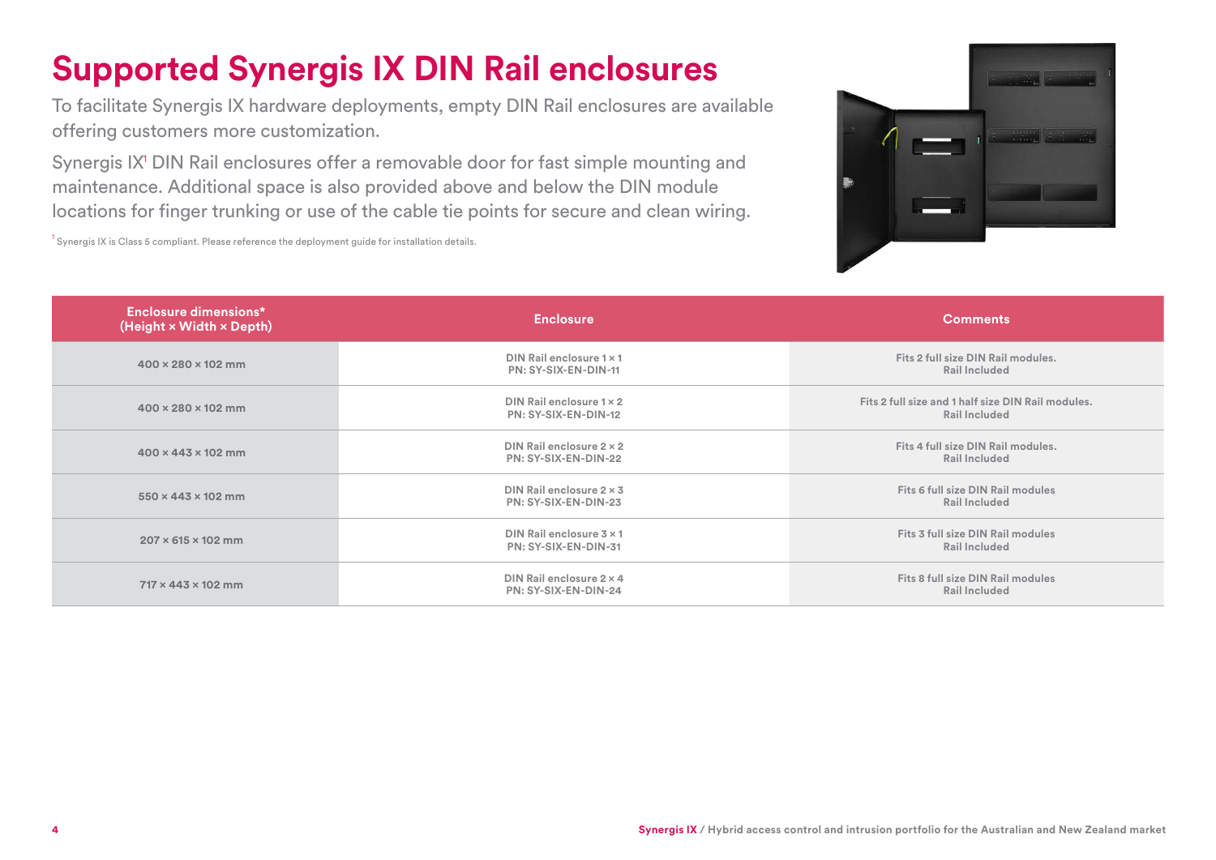# Supported Synergis IX DIN Rail enclosures

To facilitate Synergis IX hardware deployments, empty DIN Rail enclosures are available offering customers more customization.

Synergis IX[1] DIN Rail enclosures offer a removable door for fast simple mounting and maintenance. Additional space is also provided above and below the DIN module locations for finger trunking or use of the cable tie points for secure and clean wiring.

[1] Synergis IX is Class 5 compliant. Please reference the deployment guide for installation details.

| Enclosure dimensions* (Height × Width × Depth) | Enclosure | Comments |
|---|---|---|
| 400 × 280 × 102 mm | DIN Rail enclosure 1 × 1<br>PN: SY-SIX-EN-DIN-11 | Fits 2 full size DIN Rail modules.<br>Rail Included |
| 400 × 280 × 102 mm | DIN Rail enclosure 1 × 2<br>PN: SY-SIX-EN-DIN-12 | Fits 2 full size and 1 half size DIN Rail modules.<br>Rail Included |
| 400 × 443 × 102 mm | DIN Rail enclosure 2 × 2<br>PN: SY-SIX-EN-DIN-22 | Fits 4 full size DIN Rail modules.<br>Rail Included |
| 550 × 443 × 102 mm | DIN Rail enclosure 2 × 3<br>PN: SY-SIX-EN-DIN-23 | Fits 6 full size DIN Rail modules<br>Rail Included |
| 207 × 615 × 102 mm | DIN Rail enclosure 3 × 1<br>PN: SY-SIX-EN-DIN-31 | Fits 3 full size DIN Rail modules<br>Rail Included |
| 717 × 443 × 102 mm | DIN Rail enclosure 2 × 4<br>PN: SY-SIX-EN-DIN-24 | Fits 8 full size DIN Rail modules<br>Rail Included |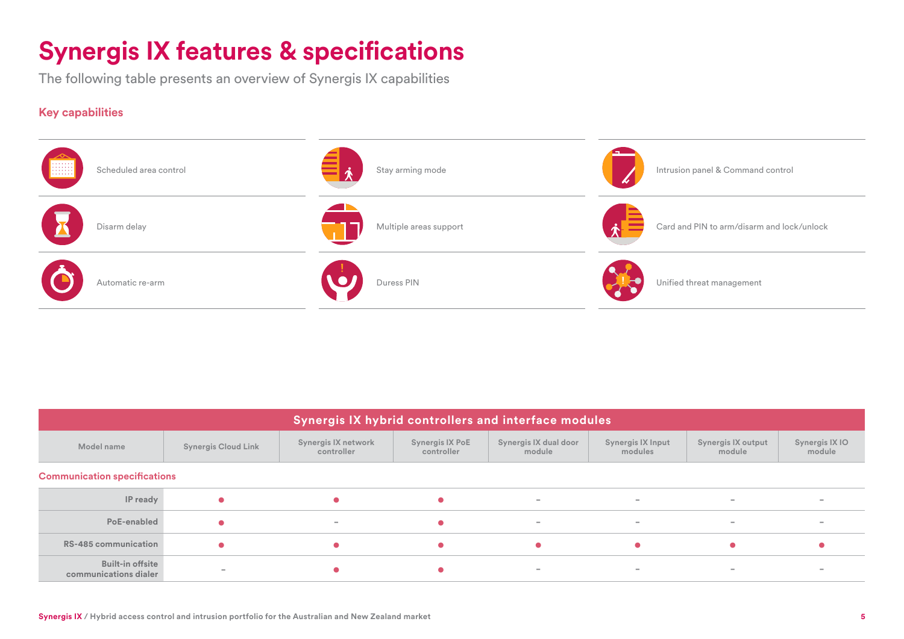# Synergis IX features & specifications

The following table presents an overview of Synergis IX capabilities

## Key capabilities

- Scheduled area control
- Stay arming mode
- Intrusion panel & Command control
- Disarm delay
- Multiple areas support
- Card and PIN to arm/disarm and lock/unlock
- Automatic re-arm
- Duress PIN
- Unified threat management

## Synergis IX hybrid controllers and interface modules

| Model name | Synergis Cloud Link | Synergis IX network controller | Synergis IX PoE controller | Synergis IX dual door module | Synergis IX Input modules | Synergis IX output module | Synergis IX IO module |
|---|---|---|---|---|---|---|---|
| **Communication specifications** | | | | | | | |
| IP ready | ● | ● | ● | – | – | – | – |
| PoE-enabled | ● | – | ● | – | – | – | – |
| RS-485 communication | ● | ● | ● | ● | ● | ● | ● |
| Built-in offsite communications dialer | – | ● | ● | – | – | – | – |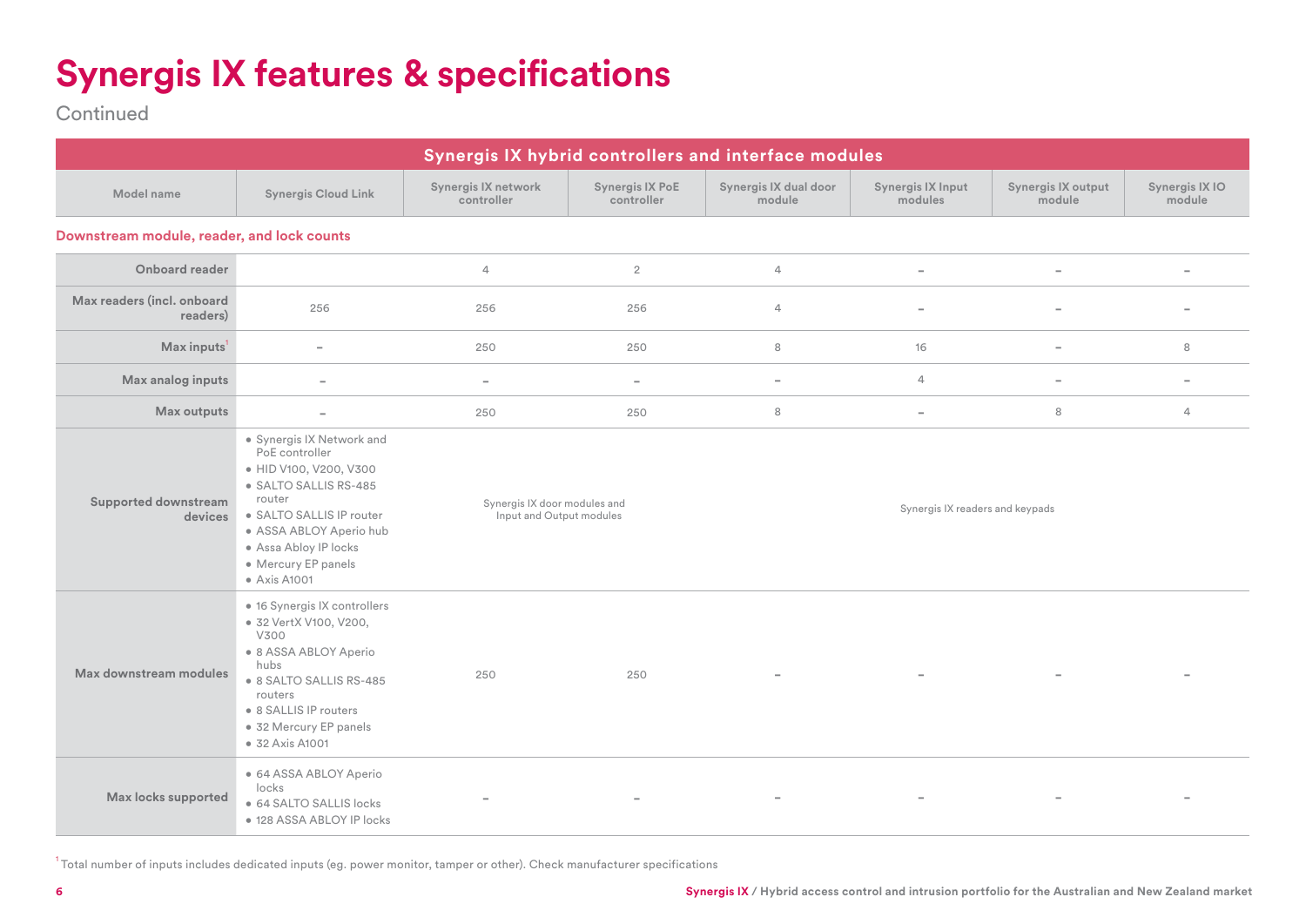# Synergis IX features & specifications

Continued

| Synergis IX hybrid controllers and interface modules | | | | | | | |
|---|---|---|---|---|---|---|---|
| Model name | Synergis Cloud Link | Synergis IX network controller | Synergis IX PoE controller | Synergis IX dual door module | Synergis IX Input modules | Synergis IX output module | Synergis IX IO module |
| **Downstream module, reader, and lock counts** | | | | | | | |
| Onboard reader | | 4 | 2 | 4 | – | – | – |
| Max readers (incl. onboard readers) | 256 | 256 | 256 | 4 | – | – | – |
| Max inputs[1] | – | 250 | 250 | 8 | 16 | – | 8 |
| Max analog inputs | – | – | – | – | 4 | – | – |
| Max outputs | – | 250 | 250 | 8 | – | 8 | 4 |
| Supported downstream devices | • Synergis IX Network and PoE controller<br>• HID V100, V200, V300<br>• SALTO SALLIS RS-485 router<br>• SALTO SALLIS IP router<br>• ASSA ABLOY Aperio hub<br>• Assa Abloy IP locks<br>• Mercury EP panels<br>• Axis A1001 | Synergis IX door modules and Input and Output modules | | Synergis IX readers and keypads | | | |
| Max downstream modules | • 16 Synergis IX controllers<br>• 32 VertX V100, V200, V300<br>• 8 ASSA ABLOY Aperio hubs<br>• 8 SALTO SALLIS RS-485 routers<br>• 8 SALLIS IP routers<br>• 32 Mercury EP panels<br>• 32 Axis A1001 | 250 | 250 | – | – | – | – |
| Max locks supported | • 64 ASSA ABLOY Aperio locks<br>• 64 SALTO SALLIS locks<br>• 128 ASSA ABLOY IP locks | – | – | – | – | – | – |

[1] Total number of inputs includes dedicated inputs (eg. power monitor, tamper or other). Check manufacturer specifications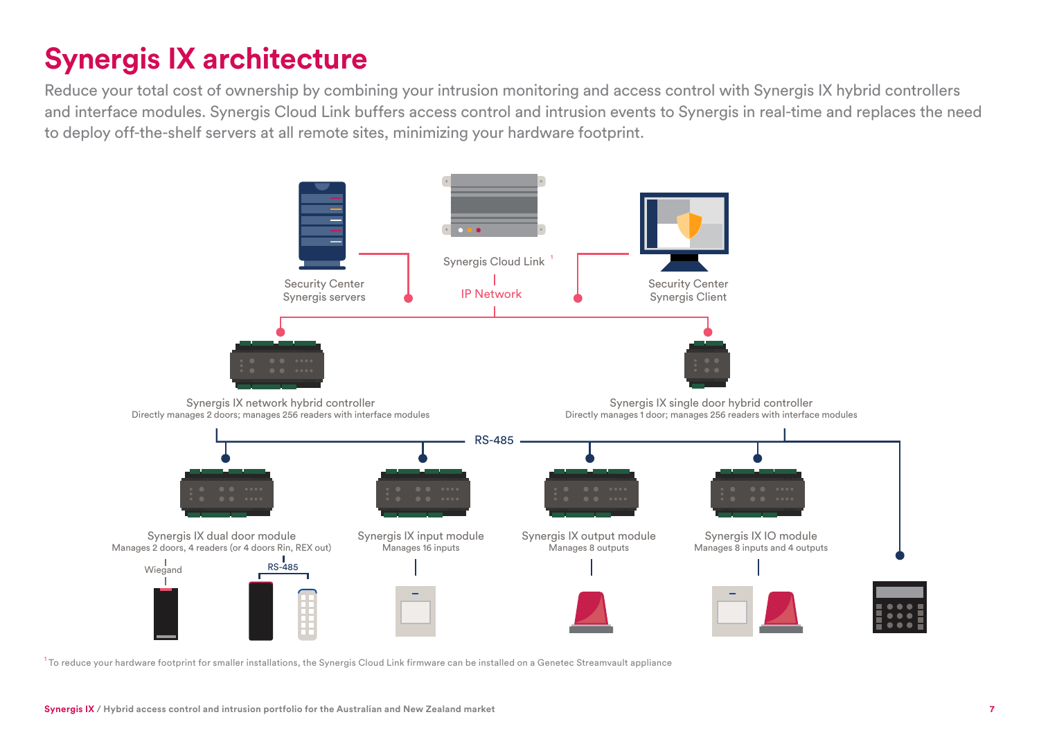# Synergis IX architecture

Reduce your total cost of ownership by combining your intrusion monitoring and access control with Synergis IX hybrid controllers and interface modules. Synergis Cloud Link buffers access control and intrusion events to Synergis in real-time and replaces the need to deploy off-the-shelf servers at all remote sites, minimizing your hardware footprint.

Security Center Synergis servers

Synergis Cloud Link [1]

IP Network

Security Center Synergis Client

Synergis IX network hybrid controller
Directly manages 2 doors; manages 256 readers with interface modules

Synergis IX single door hybrid controller
Directly manages 1 door; manages 256 readers with interface modules

RS-485

Synergis IX dual door module
Manages 2 doors, 4 readers (or 4 doors Rin, REX out)

Wiegand

RS-485

Synergis IX input module
Manages 16 inputs

Synergis IX output module
Manages 8 outputs

Synergis IX IO module
Manages 8 inputs and 4 outputs

[1] To reduce your hardware footprint for smaller installations, the Synergis Cloud Link firmware can be installed on a Genetec Streamvault appliance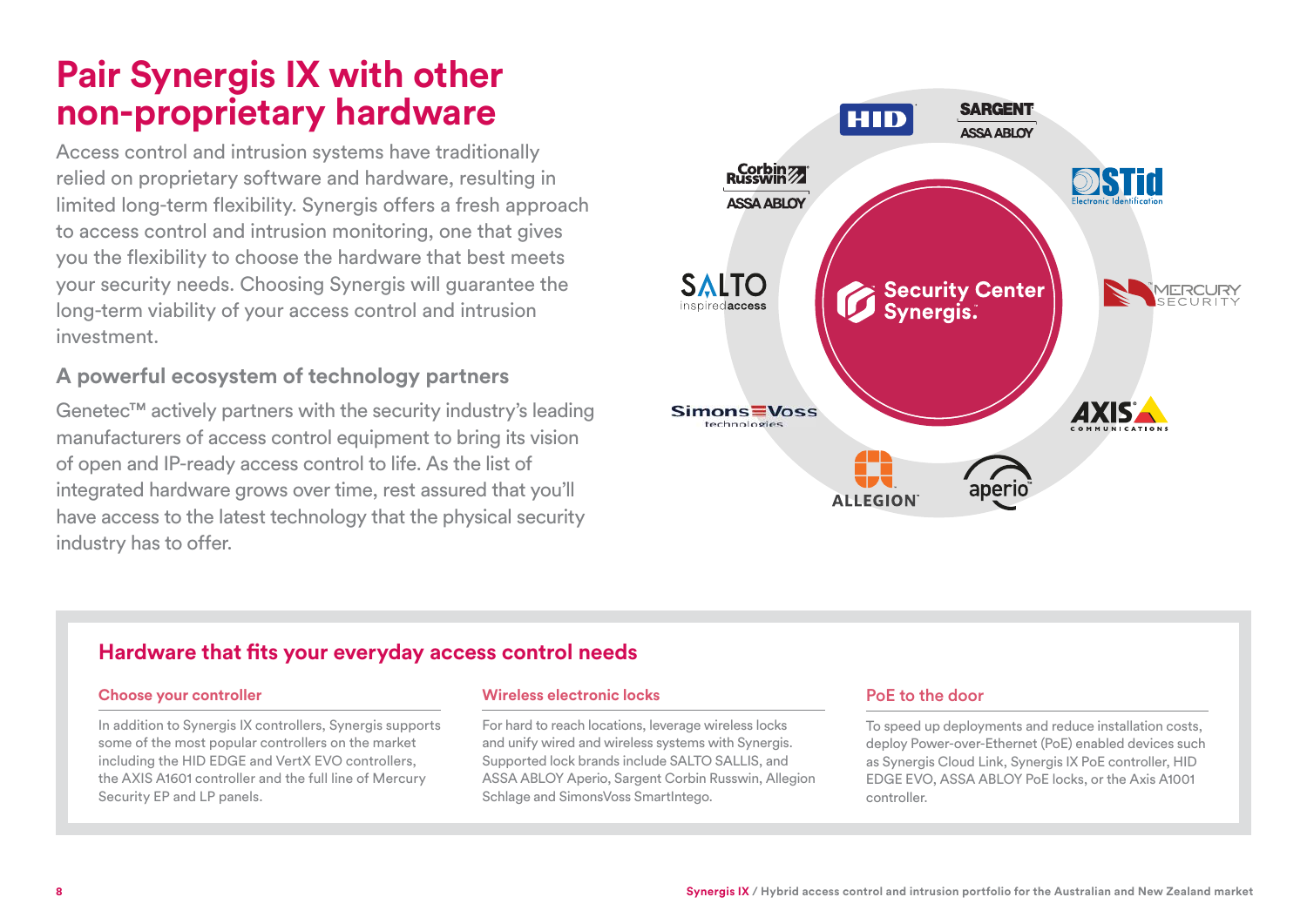# Pair Synergis IX with other non-proprietary hardware

Access control and intrusion systems have traditionally relied on proprietary software and hardware, resulting in limited long-term flexibility. Synergis offers a fresh approach to access control and intrusion monitoring, one that gives you the flexibility to choose the hardware that best meets your security needs. Choosing Synergis will guarantee the long-term viability of your access control and intrusion investment.

## A powerful ecosystem of technology partners

Genetec™ actively partners with the security industry's leading manufacturers of access control equipment to bring its vision of open and IP-ready access control to life. As the list of integrated hardware grows over time, rest assured that you'll have access to the latest technology that the physical security industry has to offer.

## Hardware that fits your everyday access control needs

### Choose your controller

In addition to Synergis IX controllers, Synergis supports some of the most popular controllers on the market including the HID EDGE and VertX EVO controllers, the AXIS A1601 controller and the full line of Mercury Security EP and LP panels.

### Wireless electronic locks

For hard to reach locations, leverage wireless locks and unify wired and wireless systems with Synergis. Supported lock brands include SALTO SALLIS, and ASSA ABLOY Aperio, Sargent Corbin Russwin, Allegion Schlage and SimonsVoss SmartIntego.

### PoE to the door

To speed up deployments and reduce installation costs, deploy Power-over-Ethernet (PoE) enabled devices such as Synergis Cloud Link, Synergis IX PoE controller, HID EDGE EVO, ASSA ABLOY PoE locks, or the Axis A1001 controller.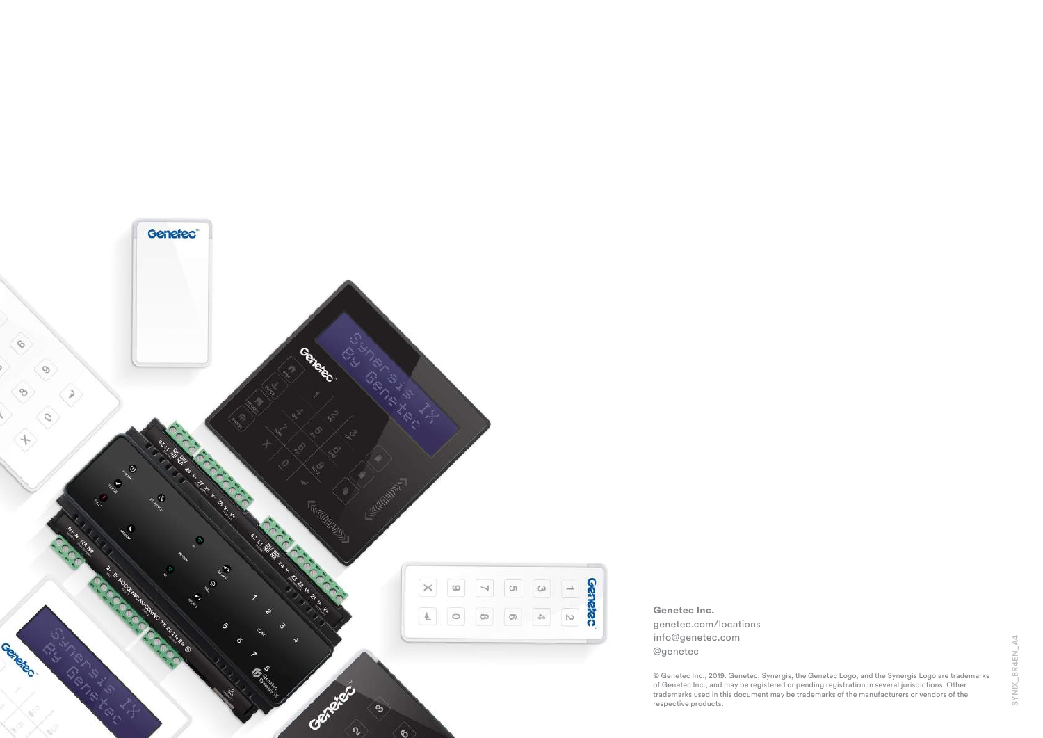**Genetec Inc.**
genetec.com/locations
info@genetec.com
@genetec

© Genetec Inc., 2019. Genetec, Synergis, the Genetec Logo, and the Synergis Logo are trademarks of Genetec Inc., and may be registered or pending registration in several jurisdictions. Other trademarks used in this document may be trademarks of the manufacturers or vendors of the respective products.

SYNIX_BR4EN_A4